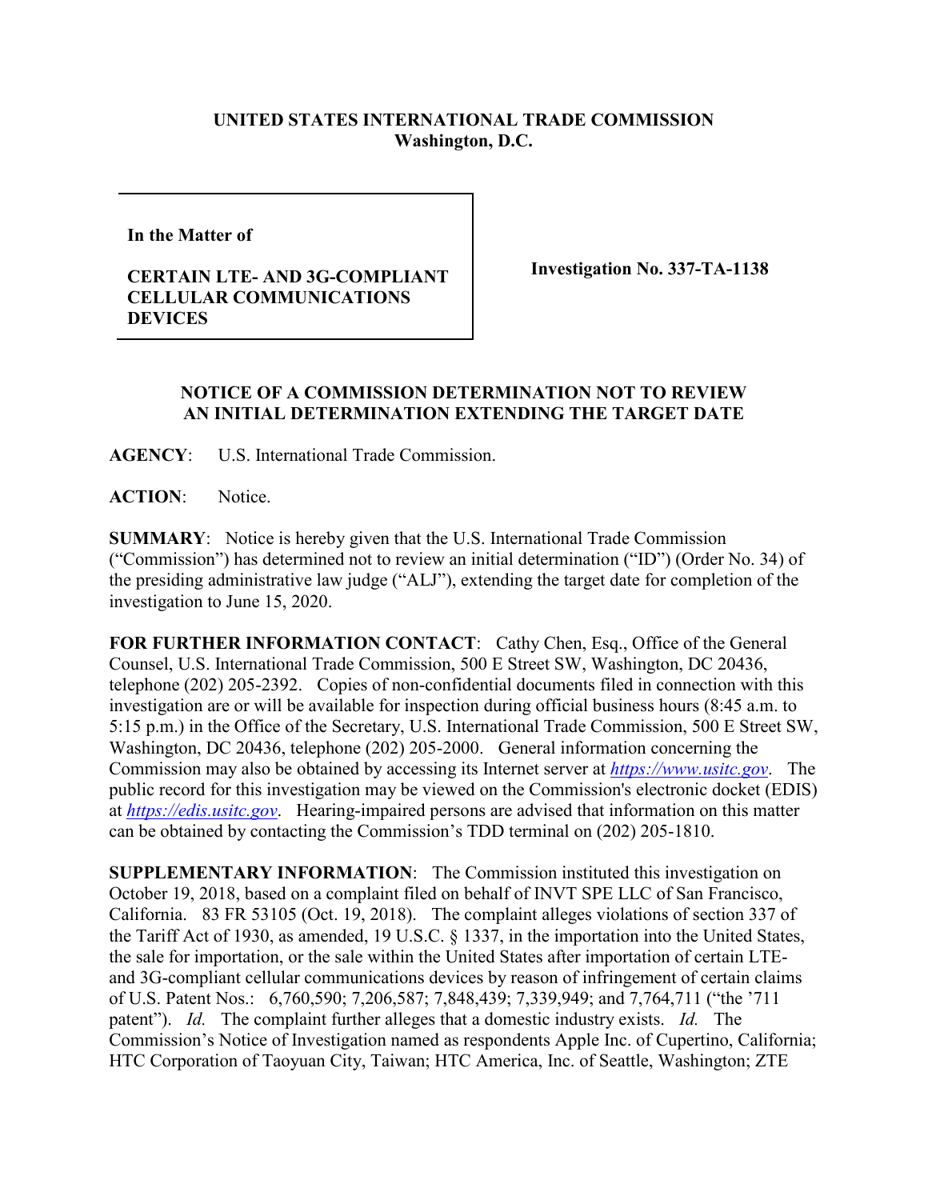**UNITED STATES INTERNATIONAL TRADE COMMISSION**
**Washington, D.C.**

| **In the Matter of**<br><br>**CERTAIN LTE- AND 3G-COMPLIANT CELLULAR COMMUNICATIONS DEVICES** | **Investigation No. 337-TA-1138** |
|---|---|

## NOTICE OF A COMMISSION DETERMINATION NOT TO REVIEW AN INITIAL DETERMINATION EXTENDING THE TARGET DATE

**AGENCY**: U.S. International Trade Commission.

**ACTION**: Notice.

**SUMMARY**: Notice is hereby given that the U.S. International Trade Commission ("Commission") has determined not to review an initial determination ("ID") (Order No. 34) of the presiding administrative law judge ("ALJ"), extending the target date for completion of the investigation to June 15, 2020.

**FOR FURTHER INFORMATION CONTACT**: Cathy Chen, Esq., Office of the General Counsel, U.S. International Trade Commission, 500 E Street SW, Washington, DC 20436, telephone (202) 205-2392. Copies of non-confidential documents filed in connection with this investigation are or will be available for inspection during official business hours (8:45 a.m. to 5:15 p.m.) in the Office of the Secretary, U.S. International Trade Commission, 500 E Street SW, Washington, DC 20436, telephone (202) 205-2000. General information concerning the Commission may also be obtained by accessing its Internet server at *https://www.usitc.gov*. The public record for this investigation may be viewed on the Commission's electronic docket (EDIS) at *https://edis.usitc.gov*. Hearing-impaired persons are advised that information on this matter can be obtained by contacting the Commission's TDD terminal on (202) 205-1810.

**SUPPLEMENTARY INFORMATION**: The Commission instituted this investigation on October 19, 2018, based on a complaint filed on behalf of INVT SPE LLC of San Francisco, California. 83 FR 53105 (Oct. 19, 2018). The complaint alleges violations of section 337 of the Tariff Act of 1930, as amended, 19 U.S.C. § 1337, in the importation into the United States, the sale for importation, or the sale within the United States after importation of certain LTE- and 3G-compliant cellular communications devices by reason of infringement of certain claims of U.S. Patent Nos.: 6,760,590; 7,206,587; 7,848,439; 7,339,949; and 7,764,711 ("the '711 patent"). *Id.* The complaint further alleges that a domestic industry exists. *Id.* The Commission's Notice of Investigation named as respondents Apple Inc. of Cupertino, California; HTC Corporation of Taoyuan City, Taiwan; HTC America, Inc. of Seattle, Washington; ZTE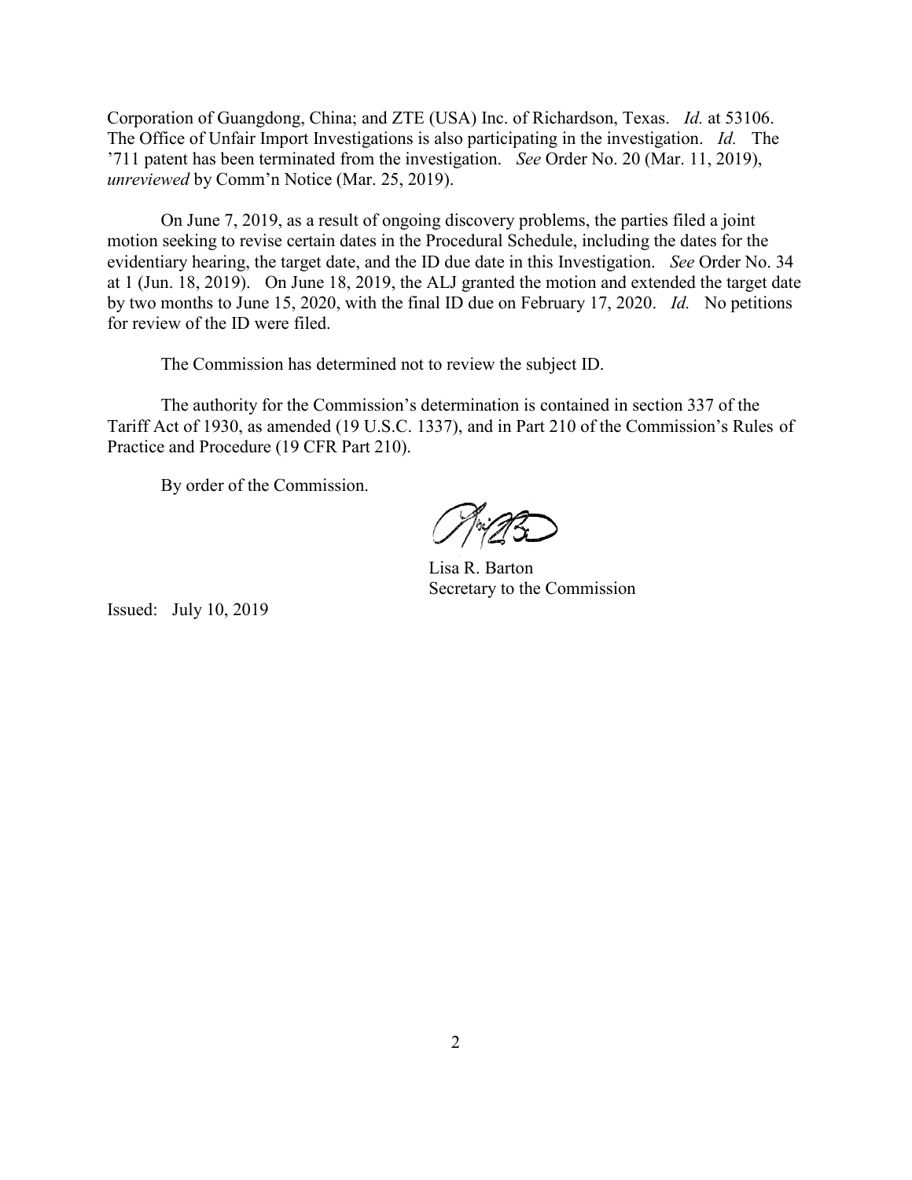Corporation of Guangdong, China; and ZTE (USA) Inc. of Richardson, Texas. *Id.* at 53106. The Office of Unfair Import Investigations is also participating in the investigation. *Id.* The '711 patent has been terminated from the investigation. *See* Order No. 20 (Mar. 11, 2019), *unreviewed* by Comm'n Notice (Mar. 25, 2019).

On June 7, 2019, as a result of ongoing discovery problems, the parties filed a joint motion seeking to revise certain dates in the Procedural Schedule, including the dates for the evidentiary hearing, the target date, and the ID due date in this Investigation. *See* Order No. 34 at 1 (Jun. 18, 2019). On June 18, 2019, the ALJ granted the motion and extended the target date by two months to June 15, 2020, with the final ID due on February 17, 2020. *Id.* No petitions for review of the ID were filed.

The Commission has determined not to review the subject ID.

The authority for the Commission's determination is contained in section 337 of the Tariff Act of 1930, as amended (19 U.S.C. 1337), and in Part 210 of the Commission's Rules of Practice and Procedure (19 CFR Part 210).

By order of the Commission.

Lisa R. Barton
Secretary to the Commission

Issued: July 10, 2019